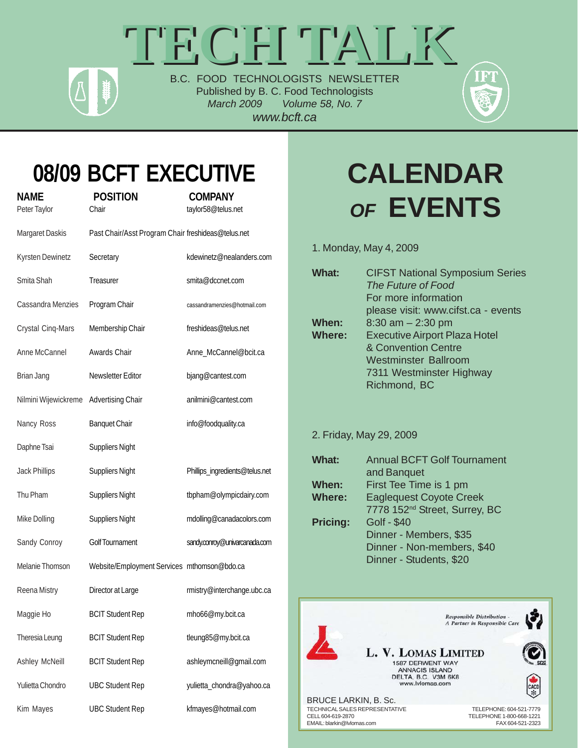# TECH TALK

B.C. FOOD TECHNOLOGISTS NEWSLETTER
Published by B. C. Food Technologists
*March 2009* *Volume 58, No. 7*
*www.bcft.ca*

## 08/09 BCFT EXECUTIVE

| NAME | POSITION | COMPANY |
|---|---|---|
| Peter Taylor | Chair | taylor58@telus.net |
| Margaret Daskis | Past Chair/Asst Program Chair | freshideas@telus.net |
| Kyrsten Dewinetz | Secretary | kdewinetz@nealanders.com |
| Smita Shah | Treasurer | smita@dccnet.com |
| Cassandra Menzies | Program Chair | cassandramenzies@hotmail.com |
| Crystal Cinq-Mars | Membership Chair | freshideas@telus.net |
| Anne McCannel | Awards Chair | Anne_McCannel@bcit.ca |
| Brian Jang | Newsletter Editor | bjang@cantest.com |
| Nilmini Wijewickreme | Advertising Chair | anilmini@cantest.com |
| Nancy Ross | Banquet Chair | info@foodquality.ca |
| Daphne Tsai | Suppliers Night | |
| Jack Phillips | Suppliers Night | Phillips_ingredients@telus.net |
| Thu Pham | Suppliers Night | tbpham@olympicdairy.com |
| Mike Dolling | Suppliers Night | mdolling@canadacolors.com |
| Sandy Conroy | Golf Tournament | sandy.conroy@univarcanada.com |
| Melanie Thomson | Website/Employment Services | mthomson@bdo.ca |
| Reena Mistry | Director at Large | rmistry@interchange.ubc.ca |
| Maggie Ho | BCIT Student Rep | mho66@my.bcit.ca |
| Theresia Leung | BCIT Student Rep | tleung85@my.bcit.ca |
| Ashley McNeill | BCIT Student Rep | ashleymcneill@gmail.com |
| Yulietta Chondro | UBC Student Rep | yulietta_chondra@yahoo.ca |
| Kim Mayes | UBC Student Rep | kfmayes@hotmail.com |

## CALENDAR *OF* EVENTS

1. Monday, May 4, 2009

**What:** CIFST National Symposium Series
*The Future of Food*
For more information
please visit: www.cifst.ca - events

**When:** 8:30 am – 2:30 pm

**Where:** Executive Airport Plaza Hotel
& Convention Centre
Westminster Ballroom
7311 Westminster Highway
Richmond, BC

2. Friday, May 29, 2009

**What:** Annual BCFT Golf Tournament
and Banquet

**When:** First Tee Time is 1 pm

**Where:** Eaglequest Coyote Creek
7778 152nd Street, Surrey, BC

**Pricing:** Golf - $40
Dinner - Members, $35
Dinner - Non-members, $40
Dinner - Students, $20

---

*Responsible Distribution - A Partner in Responsible Care*

**L. V. LOMAS LIMITED**
1587 DERWENT WAY
ANNACIS ISLAND
DELTA, B.C. V3M 6K8
www.lvlomas.com

BRUCE LARKIN, B. Sc.
TECHNICAL SALES REPRESENTATIVE
CELL 604-619-2870
EMAIL: blarkin@lvlomas.com

TELEPHONE: 604-521-7779
TELEPHONE 1-800-668-1221
FAX 604-521-2323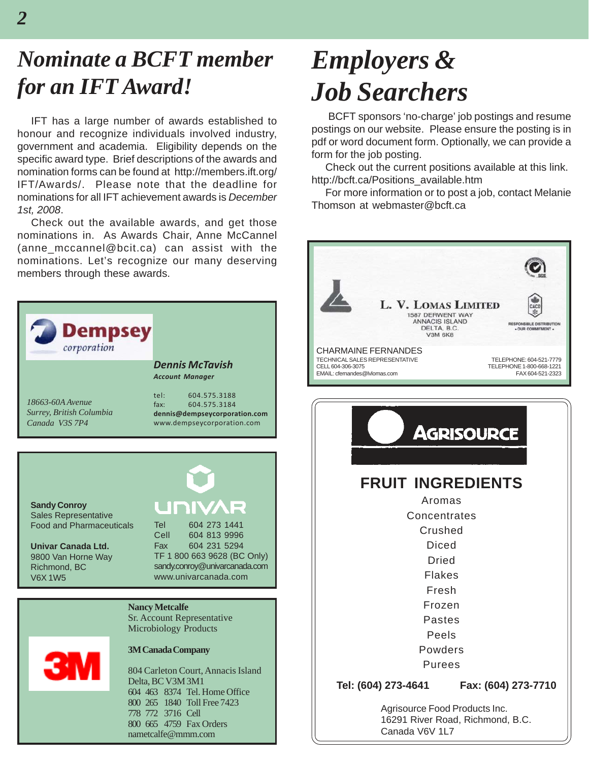# *Nominate a BCFT member for an IFT Award!*

IFT has a large number of awards established to honour and recognize individuals involved industry, government and academia. Eligibility depends on the specific award type. Brief descriptions of the awards and nomination forms can be found at http://members.ift.org/IFT/Awards/. Please note that the deadline for nominations for all IFT achievement awards is *December 1st, 2008*.

Check out the available awards, and get those nominations in. As Awards Chair, Anne McCannel (anne_mccannel@bcit.ca) can assist with the nominations. Let's recognize our many deserving members through these awards.

**Dempsey** corporation

***Dennis McTavish***
***Account Manager***

*18663-60A Avenue*
*Surrey, British Columbia*
*Canada V3S 7P4*

tel: 604.575.3188
fax: 604.575.3184
**dennis@dempseycorporation.com**
www.dempseycorporation.com

UNIVAR

**Sandy Conroy**
Sales Representative
Food and Pharmaceuticals

**Univar Canada Ltd.**
9800 Van Horne Way
Richmond, BC
V6X 1W5

Tel 604 273 1441
Cell 604 813 9996
Fax 604 231 5294
TF 1 800 663 9628 (BC Only)
sandy.conroy@univarcanada.com
www.univarcanada.com

3M

**Nancy Metcalfe**
Sr. Account Representative
Microbiology Products

**3M Canada Company**

804 Carleton Court, Annacis Island
Delta, BC V3M 3M1
604 463 8374 Tel. Home Office
800 265 1840 Toll Free 7423
778 772 3716 Cell
800 665 4759 Fax Orders
nametcalfe@mmm.com

# *Employers & Job Searchers*

BCFT sponsors 'no-charge' job postings and resume postings on our website. Please ensure the posting is in pdf or word document form. Optionally, we can provide a form for the job posting.

Check out the current positions available at this link. http://bcft.ca/Positions_available.htm

For more information or to post a job, contact Melanie Thomson at webmaster@bcft.ca

**L. V. LOMAS LIMITED**
1587 DERWENT WAY
ANNACIS ISLAND
DELTA, B.C.
V3M 6K8

RESPONSIBLE DISTRIBUTION • OUR COMMITMENT •

CHARMAINE FERNANDES
TECHNICAL SALES REPRESENTATIVE
CELL 604-306-3075
EMAIL: cfernandes@lvlomas.com

TELEPHONE: 604-521-7779
TELEPHONE 1-800-668-1221
FAX 604-521-2323

AGRISOURCE

**FRUIT INGREDIENTS**

Aromas
Concentrates
Crushed
Diced
Dried
Flakes
Fresh
Frozen
Pastes
Peels
Powders
Purees

**Tel: (604) 273-4641** **Fax: (604) 273-7710**

Agrisource Food Products Inc.
16291 River Road, Richmond, B.C.
Canada V6V 1L7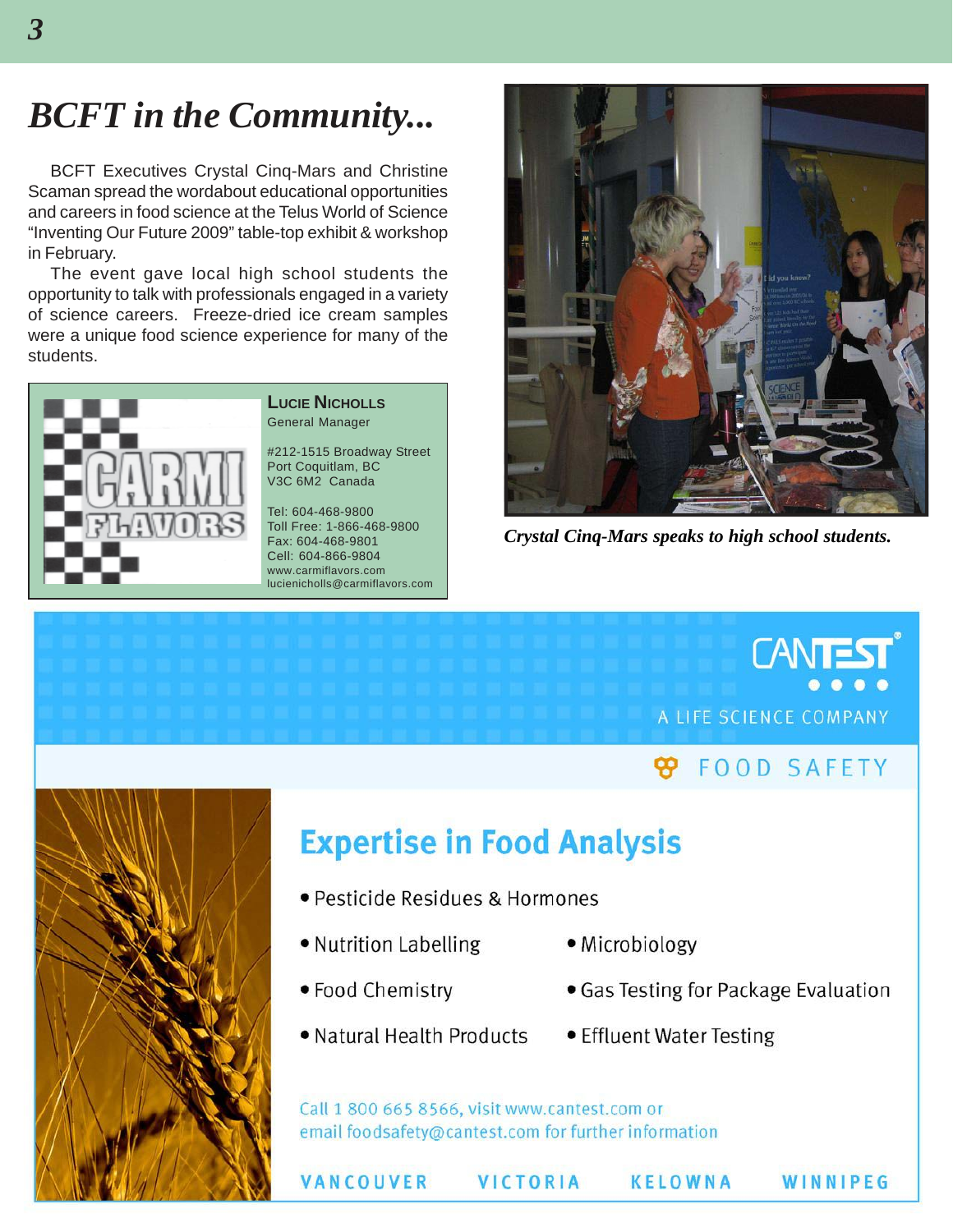# BCFT in the Community...

BCFT Executives Crystal Cinq-Mars and Christine Scaman spread the wordabout educational opportunities and careers in food science at the Telus World of Science "Inventing Our Future 2009" table-top exhibit & workshop in February.

The event gave local high school students the opportunity to talk with professionals engaged in a variety of science careers. Freeze-dried ice cream samples were a unique food science experience for many of the students.

*Crystal Cinq-Mars speaks to high school students.*

**CARMI FLAVORS**

**Lucie Nicholls**
General Manager

#212-1515 Broadway Street
Port Coquitlam, BC
V3C 6M2 Canada

Tel: 604-468-9800
Toll Free: 1-866-468-9800
Fax: 604-468-9801
Cell: 604-866-9804
www.carmiflavors.com
lucienicholls@carmiflavors.com

**CANTEST**
A LIFE SCIENCE COMPANY

FOOD SAFETY

## Expertise in Food Analysis

- Pesticide Residues & Hormones
- Nutrition Labelling
- Microbiology
- Food Chemistry
- Gas Testing for Package Evaluation
- Natural Health Products
- Effluent Water Testing

Call 1 800 665 8566, visit www.cantest.com or email foodsafety@cantest.com for further information

VANCOUVER VICTORIA KELOWNA WINNIPEG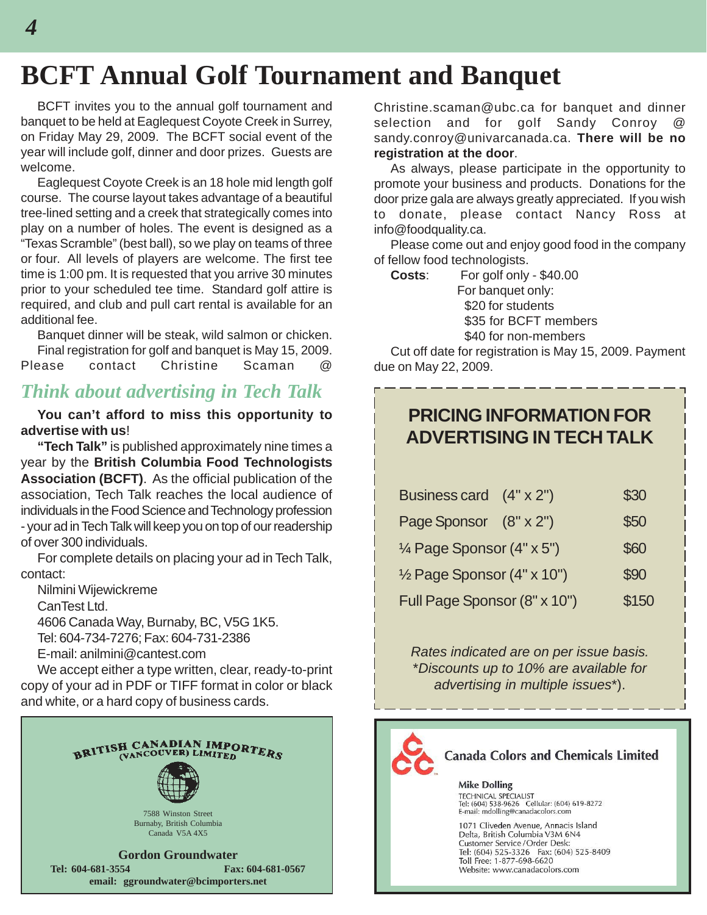# BCFT Annual Golf Tournament and Banquet

BCFT invites you to the annual golf tournament and banquet to be held at Eaglequest Coyote Creek in Surrey, on Friday May 29, 2009. The BCFT social event of the year will include golf, dinner and door prizes. Guests are welcome.

Eaglequest Coyote Creek is an 18 hole mid length golf course. The course layout takes advantage of a beautiful tree-lined setting and a creek that strategically comes into play on a number of holes. The event is designed as a "Texas Scramble" (best ball), so we play on teams of three or four. All levels of players are welcome. The first tee time is 1:00 pm. It is requested that you arrive 30 minutes prior to your scheduled tee time. Standard golf attire is required, and club and pull cart rental is available for an additional fee.

Banquet dinner will be steak, wild salmon or chicken.

Final registration for golf and banquet is May 15, 2009. Please contact Christine Scaman @ Christine.scaman@ubc.ca for banquet and dinner selection and for golf Sandy Conroy @ sandy.conroy@univarcanada.ca. **There will be no registration at the door**.

As always, please participate in the opportunity to promote your business and products. Donations for the door prize gala are always greatly appreciated. If you wish to donate, please contact Nancy Ross at info@foodquality.ca.

Please come out and enjoy good food in the company of fellow food technologists.

**Costs**: For golf only - $40.00
For banquet only:
$20 for students
$35 for BCFT members
$40 for non-members

Cut off date for registration is May 15, 2009. Payment due on May 22, 2009.

## *Think about advertising in Tech Talk*

**You can't afford to miss this opportunity to advertise with us**!

**"Tech Talk"** is published approximately nine times a year by the **British Columbia Food Technologists Association (BCFT)**. As the official publication of the association, Tech Talk reaches the local audience of individuals in the Food Science and Technology profession - your ad in Tech Talk will keep you on top of our readership of over 300 individuals.

For complete details on placing your ad in Tech Talk, contact:

Nilmini Wijewickreme
CanTest Ltd.
4606 Canada Way, Burnaby, BC, V5G 1K5.
Tel: 604-734-7276; Fax: 604-731-2386
E-mail: anilmini@cantest.com

We accept either a type written, clear, ready-to-print copy of your ad in PDF or TIFF format in color or black and white, or a hard copy of business cards.

## PRICING INFORMATION FOR ADVERTISING IN TECH TALK

| Ad | Price |
| --- | --- |
| Business card (4" x 2") | $30 |
| Page Sponsor (8" x 2") | $50 |
| ¼ Page Sponsor (4" x 5") | $60 |
| ½ Page Sponsor (4" x 10") | $90 |
| Full Page Sponsor (8" x 10") | $150 |

*Rates indicated are on per issue basis. \*Discounts up to 10% are available for advertising in multiple issues\**).

---

BRITISH CANADIAN IMPORTERS (VANCOUVER) LIMITED
7588 Winston Street
Burnaby, British Columbia
Canada V5A 4X5

**Gordon Groundwater**
**Tel: 604-681-3554** **Fax: 604-681-0567**
**email: ggroundwater@bcimporters.net**

---

Canada Colors and Chemicals Limited

**Mike Dolling**
TECHNICAL SPECIALIST
Tel: (604) 538-9626 Cellular: (604) 619-8272
E-mail: mdolling@canadacolors.com

1071 Cliveden Avenue, Annacis Island
Delta, British Columbia V3M 6N4
Customer Service / Order Desk:
Tel: (604) 525-3326 Fax: (604) 525-8409
Toll Free: 1-877-698-6620
Website: www.canadacolors.com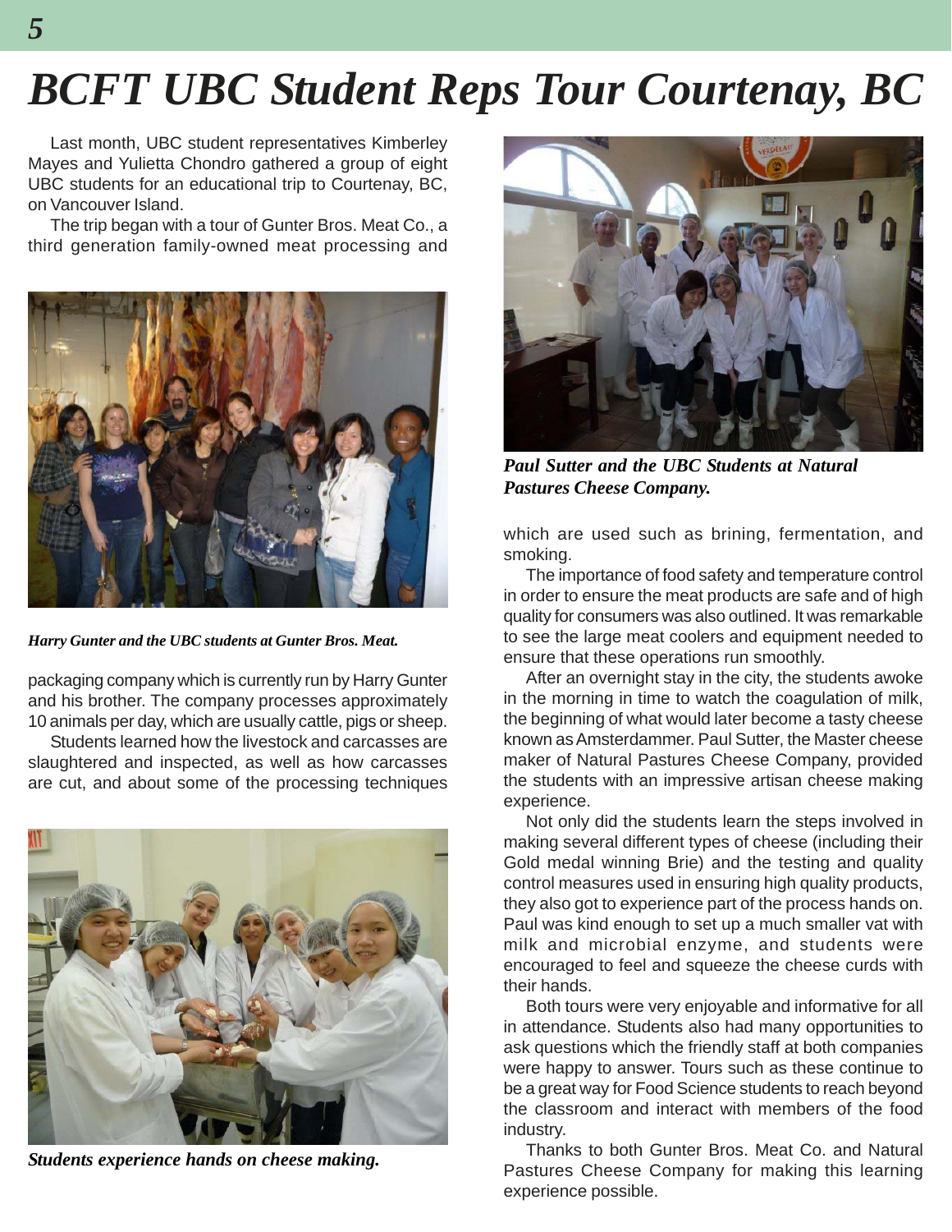# BCFT UBC Student Reps Tour Courtenay, BC

Last month, UBC student representatives Kimberley Mayes and Yulietta Chondro gathered a group of eight UBC students for an educational trip to Courtenay, BC, on Vancouver Island.

The trip began with a tour of Gunter Bros. Meat Co., a third generation family-owned meat processing and packaging company which is currently run by Harry Gunter and his brother. The company processes approximately 10 animals per day, which are usually cattle, pigs or sheep.

*Harry Gunter and the UBC students at Gunter Bros. Meat.*

Students learned how the livestock and carcasses are slaughtered and inspected, as well as how carcasses are cut, and about some of the processing techniques which are used such as brining, fermentation, and smoking.

*Students experience hands on cheese making.*

*Paul Sutter and the UBC Students at Natural Pastures Cheese Company.*

The importance of food safety and temperature control in order to ensure the meat products are safe and of high quality for consumers was also outlined. It was remarkable to see the large meat coolers and equipment needed to ensure that these operations run smoothly.

After an overnight stay in the city, the students awoke in the morning in time to watch the coagulation of milk, the beginning of what would later become a tasty cheese known as Amsterdammer. Paul Sutter, the Master cheese maker of Natural Pastures Cheese Company, provided the students with an impressive artisan cheese making experience.

Not only did the students learn the steps involved in making several different types of cheese (including their Gold medal winning Brie) and the testing and quality control measures used in ensuring high quality products, they also got to experience part of the process hands on. Paul was kind enough to set up a much smaller vat with milk and microbial enzyme, and students were encouraged to feel and squeeze the cheese curds with their hands.

Both tours were very enjoyable and informative for all in attendance. Students also had many opportunities to ask questions which the friendly staff at both companies were happy to answer. Tours such as these continue to be a great way for Food Science students to reach beyond the classroom and interact with members of the food industry.

Thanks to both Gunter Bros. Meat Co. and Natural Pastures Cheese Company for making this learning experience possible.